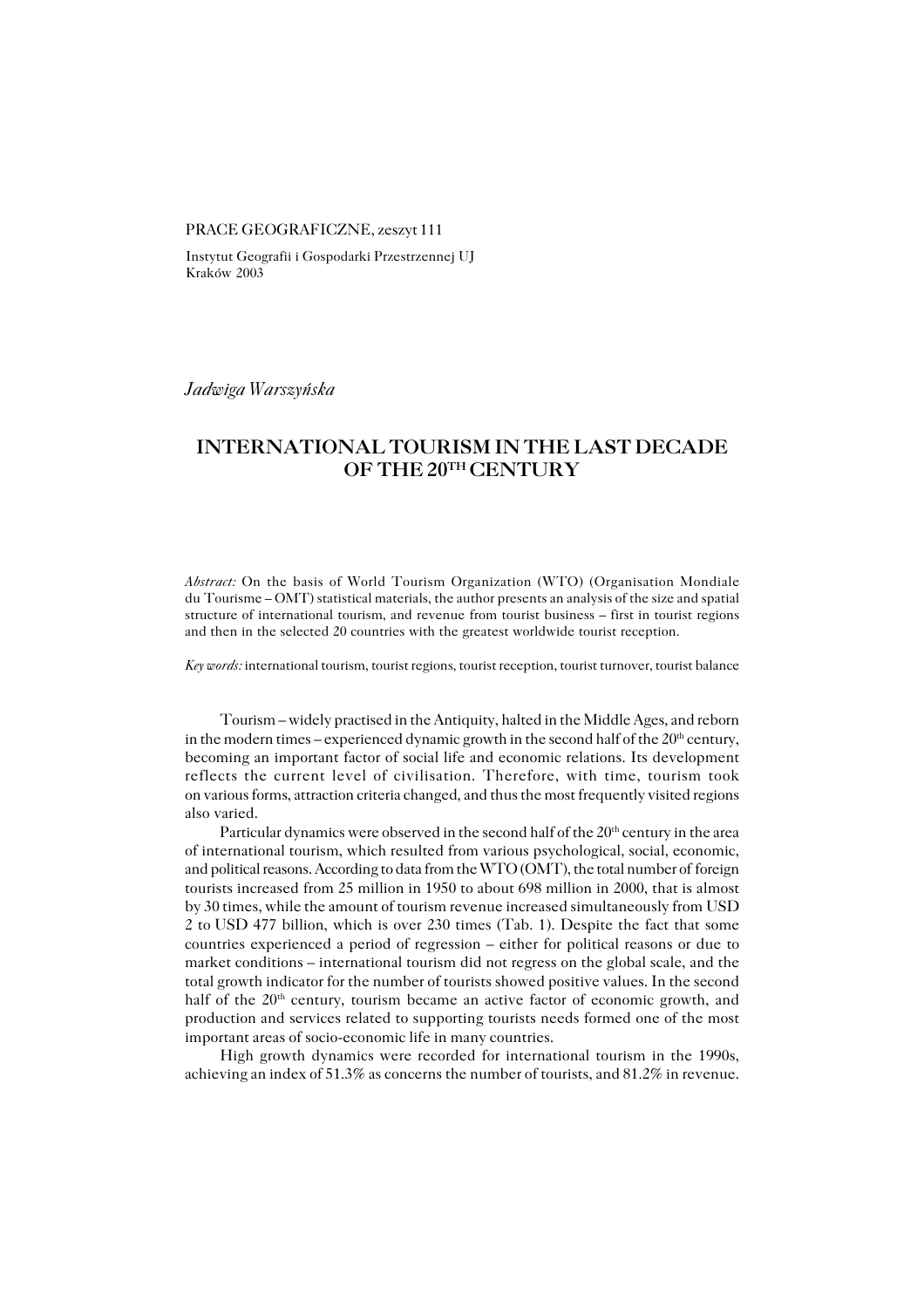PRACE GEOGRAFICZNE, zeszyt 111

Instytut Geografii i Gospodarki Przestrzennej UJ
Kraków 2003

*Jadwiga Warszyńska*

# INTERNATIONAL TOURISM IN THE LAST DECADE OF THE 20TH CENTURY

*Abstract:* On the basis of World Tourism Organization (WTO) (Organisation Mondiale du Tourisme – OMT) statistical materials, the author presents an analysis of the size and spatial structure of international tourism, and revenue from tourist business – first in tourist regions and then in the selected 20 countries with the greatest worldwide tourist reception.

*Key words:* international tourism, tourist regions, tourist reception, tourist turnover, tourist balance

Tourism – widely practised in the Antiquity, halted in the Middle Ages, and reborn in the modern times – experienced dynamic growth in the second half of the 20th century, becoming an important factor of social life and economic relations. Its development reflects the current level of civilisation. Therefore, with time, tourism took on various forms, attraction criteria changed, and thus the most frequently visited regions also varied.

Particular dynamics were observed in the second half of the 20th century in the area of international tourism, which resulted from various psychological, social, economic, and political reasons. According to data from the WTO (OMT), the total number of foreign tourists increased from 25 million in 1950 to about 698 million in 2000, that is almost by 30 times, while the amount of tourism revenue increased simultaneously from USD 2 to USD 477 billion, which is over 230 times (Tab. 1). Despite the fact that some countries experienced a period of regression – either for political reasons or due to market conditions – international tourism did not regress on the global scale, and the total growth indicator for the number of tourists showed positive values. In the second half of the 20th century, tourism became an active factor of economic growth, and production and services related to supporting tourists needs formed one of the most important areas of socio-economic life in many countries.

High growth dynamics were recorded for international tourism in the 1990s, achieving an index of 51.3% as concerns the number of tourists, and 81.2% in revenue.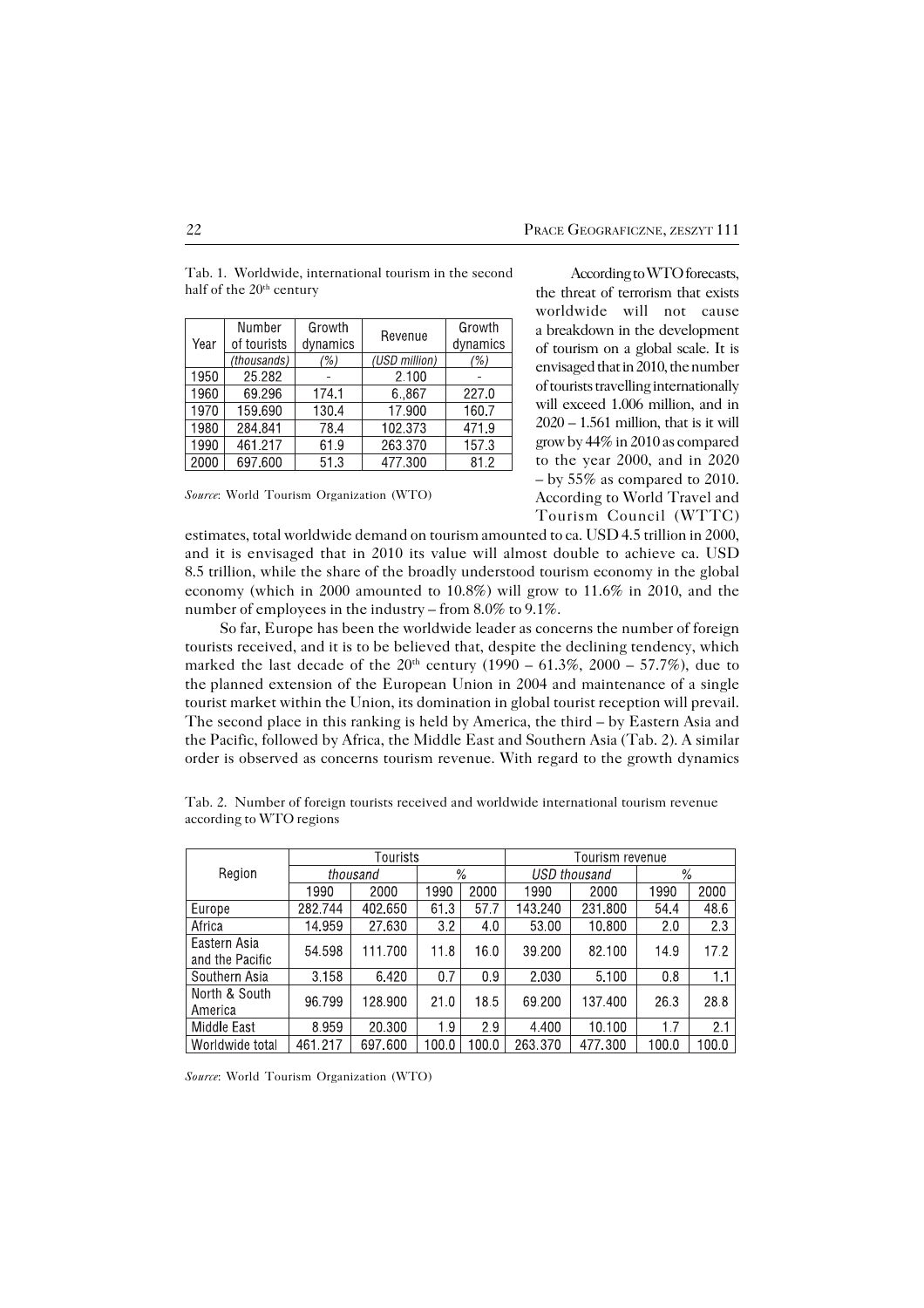Tab. 1. Worldwide, international tourism in the second half of the 20th century

| Year | Number of tourists | Growth dynamics | Revenue | Growth dynamics |
|---|---|---|---|---|
| | *(thousands)* | *(%)* | *(USD million)* | *(%)* |
| 1950 | 25.282 | - | 2.100 | - |
| 1960 | 69.296 | 174.1 | 6.,867 | 227.0 |
| 1970 | 159.690 | 130.4 | 17.900 | 160.7 |
| 1980 | 284.841 | 78.4 | 102.373 | 471.9 |
| 1990 | 461.217 | 61.9 | 263.370 | 157.3 |
| 2000 | 697.600 | 51.3 | 477.300 | 81.2 |

*Source*: World Tourism Organization (WTO)

According to WTO forecasts, the threat of terrorism that exists worldwide will not cause a breakdown in the development of tourism on a global scale. It is envisaged that in 2010, the number of tourists travelling internationally will exceed 1.006 million, and in 2020 – 1.561 million, that is it will grow by 44% in 2010 as compared to the year 2000, and in 2020 – by 55% as compared to 2010. According to World Travel and Tourism Council (WTTC) estimates, total worldwide demand on tourism amounted to ca. USD 4.5 trillion in 2000, and it is envisaged that in 2010 its value will almost double to achieve ca. USD 8.5 trillion, while the share of the broadly understood tourism economy in the global economy (which in 2000 amounted to 10.8%) will grow to 11.6% in 2010, and the number of employees in the industry – from 8.0% to 9.1%.

So far, Europe has been the worldwide leader as concerns the number of foreign tourists received, and it is to be believed that, despite the declining tendency, which marked the last decade of the 20th century (1990 – 61.3%, 2000 – 57.7%), due to the planned extension of the European Union in 2004 and maintenance of a single tourist market within the Union, its domination in global tourist reception will prevail. The second place in this ranking is held by America, the third – by Eastern Asia and the Pacific, followed by Africa, the Middle East and Southern Asia (Tab. 2). A similar order is observed as concerns tourism revenue. With regard to the growth dynamics

Tab. 2. Number of foreign tourists received and worldwide international tourism revenue according to WTO regions

| Region | Tourists | | | | Tourism revenue | | | |
|---|---|---|---|---|---|---|---|---|
| | *thousand* | | *%* | | *USD thousand* | | *%* | |
| | 1990 | 2000 | 1990 | 2000 | 1990 | 2000 | 1990 | 2000 |
| Europe | 282.744 | 402.650 | 61.3 | 57.7 | 143.240 | 231.800 | 54.4 | 48.6 |
| Africa | 14.959 | 27.630 | 3.2 | 4.0 | 53.00 | 10.800 | 2.0 | 2.3 |
| Eastern Asia and the Pacific | 54.598 | 111.700 | 11.8 | 16.0 | 39.200 | 82.100 | 14.9 | 17.2 |
| Southern Asia | 3.158 | 6.420 | 0.7 | 0.9 | 2.030 | 5.100 | 0.8 | 1.1 |
| North & South America | 96.799 | 128.900 | 21.0 | 18.5 | 69.200 | 137.400 | 26.3 | 28.8 |
| Middle East | 8.959 | 20.300 | 1.9 | 2.9 | 4.400 | 10.100 | 1.7 | 2.1 |
| Worldwide total | 461.217 | 697.600 | 100.0 | 100.0 | 263.370 | 477.300 | 100.0 | 100.0 |

*Source*: World Tourism Organization (WTO)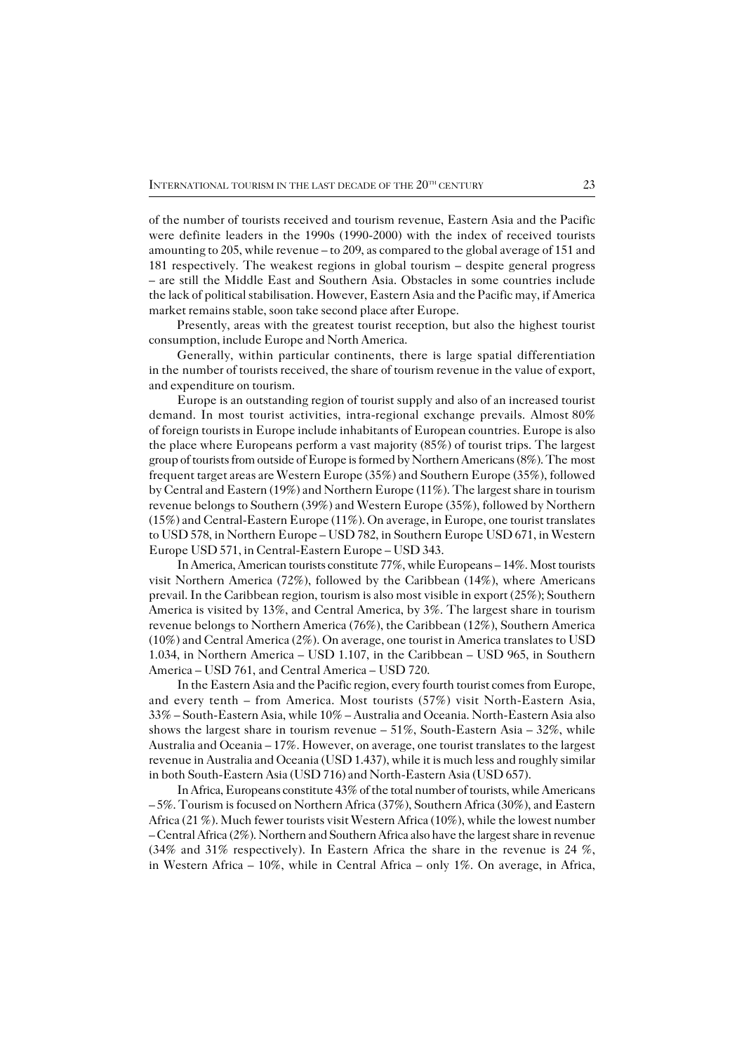of the number of tourists received and tourism revenue, Eastern Asia and the Pacific were definite leaders in the 1990s (1990-2000) with the index of received tourists amounting to 205, while revenue – to 209, as compared to the global average of 151 and 181 respectively. The weakest regions in global tourism – despite general progress – are still the Middle East and Southern Asia. Obstacles in some countries include the lack of political stabilisation. However, Eastern Asia and the Pacific may, if America market remains stable, soon take second place after Europe.

Presently, areas with the greatest tourist reception, but also the highest tourist consumption, include Europe and North America.

Generally, within particular continents, there is large spatial differentiation in the number of tourists received, the share of tourism revenue in the value of export, and expenditure on tourism.

Europe is an outstanding region of tourist supply and also of an increased tourist demand. In most tourist activities, intra-regional exchange prevails. Almost 80% of foreign tourists in Europe include inhabitants of European countries. Europe is also the place where Europeans perform a vast majority (85%) of tourist trips. The largest group of tourists from outside of Europe is formed by Northern Americans (8%). The most frequent target areas are Western Europe (35%) and Southern Europe (35%), followed by Central and Eastern (19%) and Northern Europe (11%). The largest share in tourism revenue belongs to Southern (39%) and Western Europe (35%), followed by Northern (15%) and Central-Eastern Europe (11%). On average, in Europe, one tourist translates to USD 578, in Northern Europe – USD 782, in Southern Europe USD 671, in Western Europe USD 571, in Central-Eastern Europe – USD 343.

In America, American tourists constitute 77%, while Europeans – 14%. Most tourists visit Northern America (72%), followed by the Caribbean (14%), where Americans prevail. In the Caribbean region, tourism is also most visible in export (25%); Southern America is visited by 13%, and Central America, by 3%. The largest share in tourism revenue belongs to Northern America (76%), the Caribbean (12%), Southern America (10%) and Central America (2%). On average, one tourist in America translates to USD 1.034, in Northern America – USD 1.107, in the Caribbean – USD 965, in Southern America – USD 761, and Central America – USD 720.

In the Eastern Asia and the Pacific region, every fourth tourist comes from Europe, and every tenth – from America. Most tourists (57%) visit North-Eastern Asia, 33% – South-Eastern Asia, while 10% – Australia and Oceania. North-Eastern Asia also shows the largest share in tourism revenue – 51%, South-Eastern Asia – 32%, while Australia and Oceania – 17%. However, on average, one tourist translates to the largest revenue in Australia and Oceania (USD 1.437), while it is much less and roughly similar in both South-Eastern Asia (USD 716) and North-Eastern Asia (USD 657).

In Africa, Europeans constitute 43% of the total number of tourists, while Americans – 5%. Tourism is focused on Northern Africa (37%), Southern Africa (30%), and Eastern Africa (21 %). Much fewer tourists visit Western Africa (10%), while the lowest number – Central Africa (2%). Northern and Southern Africa also have the largest share in revenue (34% and 31% respectively). In Eastern Africa the share in the revenue is 24 %, in Western Africa – 10%, while in Central Africa – only 1%. On average, in Africa,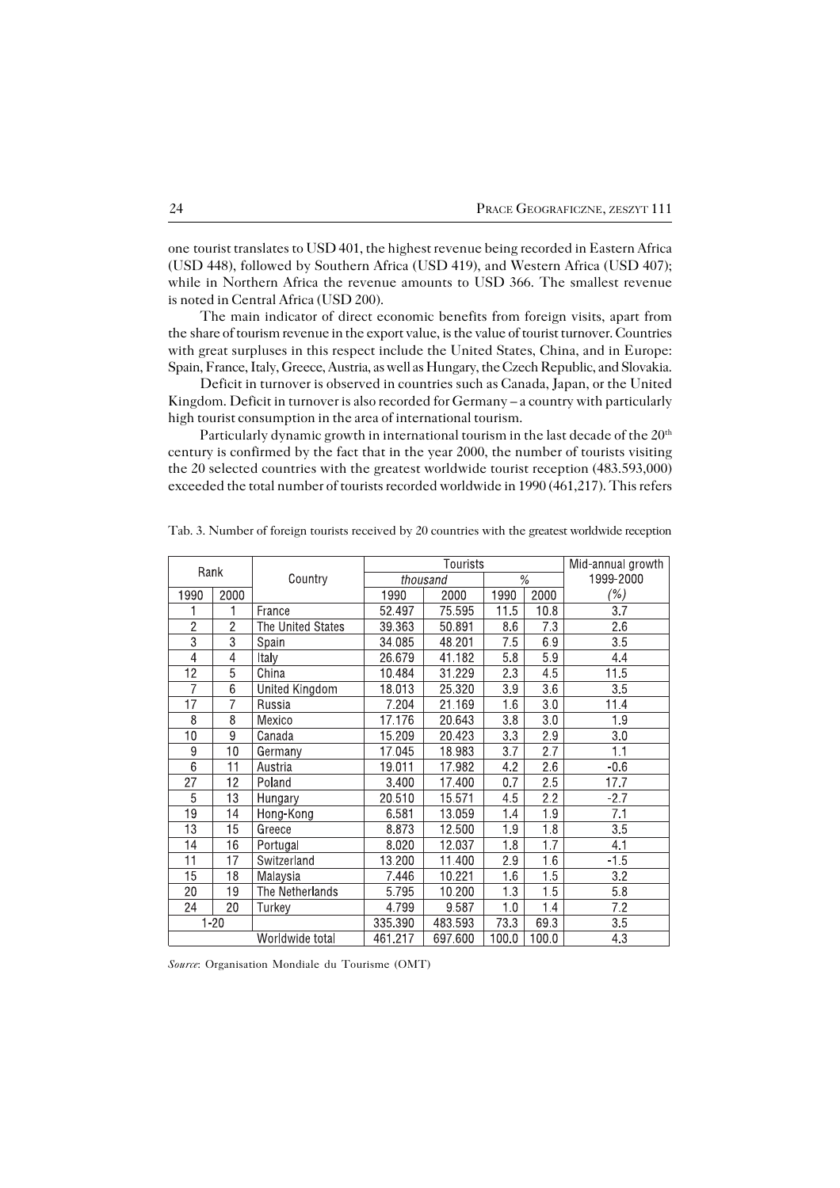one tourist translates to USD 401, the highest revenue being recorded in Eastern Africa (USD 448), followed by Southern Africa (USD 419), and Western Africa (USD 407); while in Northern Africa the revenue amounts to USD 366. The smallest revenue is noted in Central Africa (USD 200).

The main indicator of direct economic benefits from foreign visits, apart from the share of tourism revenue in the export value, is the value of tourist turnover. Countries with great surpluses in this respect include the United States, China, and in Europe: Spain, France, Italy, Greece, Austria, as well as Hungary, the Czech Republic, and Slovakia.

Deficit in turnover is observed in countries such as Canada, Japan, or the United Kingdom. Deficit in turnover is also recorded for Germany – a country with particularly high tourist consumption in the area of international tourism.

Particularly dynamic growth in international tourism in the last decade of the 20th century is confirmed by the fact that in the year 2000, the number of tourists visiting the 20 selected countries with the greatest worldwide tourist reception (483.593,000) exceeded the total number of tourists recorded worldwide in 1990 (461,217). This refers

Tab. 3. Number of foreign tourists received by 20 countries with the greatest worldwide reception

| Rank | | Country | Tourists | | | | Mid-annual growth 1999-2000 |
|---|---|---|---|---|---|---|---|
| | | | *thousand* | | % | | |
| 1990 | 2000 | | 1990 | 2000 | 1990 | 2000 | *(%)* |
| 1 | 1 | France | 52.497 | 75.595 | 11.5 | 10.8 | 3.7 |
| 2 | 2 | The United States | 39.363 | 50.891 | 8.6 | 7.3 | 2.6 |
| 3 | 3 | Spain | 34.085 | 48.201 | 7.5 | 6.9 | 3.5 |
| 4 | 4 | Italy | 26.679 | 41.182 | 5.8 | 5.9 | 4.4 |
| 12 | 5 | China | 10.484 | 31.229 | 2.3 | 4.5 | 11.5 |
| 7 | 6 | United Kingdom | 18.013 | 25.320 | 3.9 | 3.6 | 3.5 |
| 17 | 7 | Russia | 7.204 | 21.169 | 1.6 | 3.0 | 11.4 |
| 8 | 8 | Mexico | 17.176 | 20.643 | 3.8 | 3.0 | 1.9 |
| 10 | 9 | Canada | 15.209 | 20.423 | 3.3 | 2.9 | 3.0 |
| 9 | 10 | Germany | 17.045 | 18.983 | 3.7 | 2.7 | 1.1 |
| 6 | 11 | Austria | 19.011 | 17.982 | 4.2 | 2.6 | -0.6 |
| 27 | 12 | Poland | 3.400 | 17.400 | 0.7 | 2.5 | 17.7 |
| 5 | 13 | Hungary | 20.510 | 15.571 | 4.5 | 2.2 | -2.7 |
| 19 | 14 | Hong-Kong | 6.581 | 13.059 | 1.4 | 1.9 | 7.1 |
| 13 | 15 | Greece | 8.873 | 12.500 | 1.9 | 1.8 | 3.5 |
| 14 | 16 | Portugal | 8.020 | 12.037 | 1.8 | 1.7 | 4.1 |
| 11 | 17 | Switzerland | 13.200 | 11.400 | 2.9 | 1.6 | -1.5 |
| 15 | 18 | Malaysia | 7.446 | 10.221 | 1.6 | 1.5 | 3.2 |
| 20 | 19 | The Netherlands | 5.795 | 10.200 | 1.3 | 1.5 | 5.8 |
| 24 | 20 | Turkey | 4.799 | 9.587 | 1.0 | 1.4 | 7.2 |
| 1-20 | | | 335.390 | 483.593 | 73.3 | 69.3 | 3.5 |
| | | Worldwide total | 461.217 | 697.600 | 100.0 | 100.0 | 4.3 |

*Source*: Organisation Mondiale du Tourisme (OMT)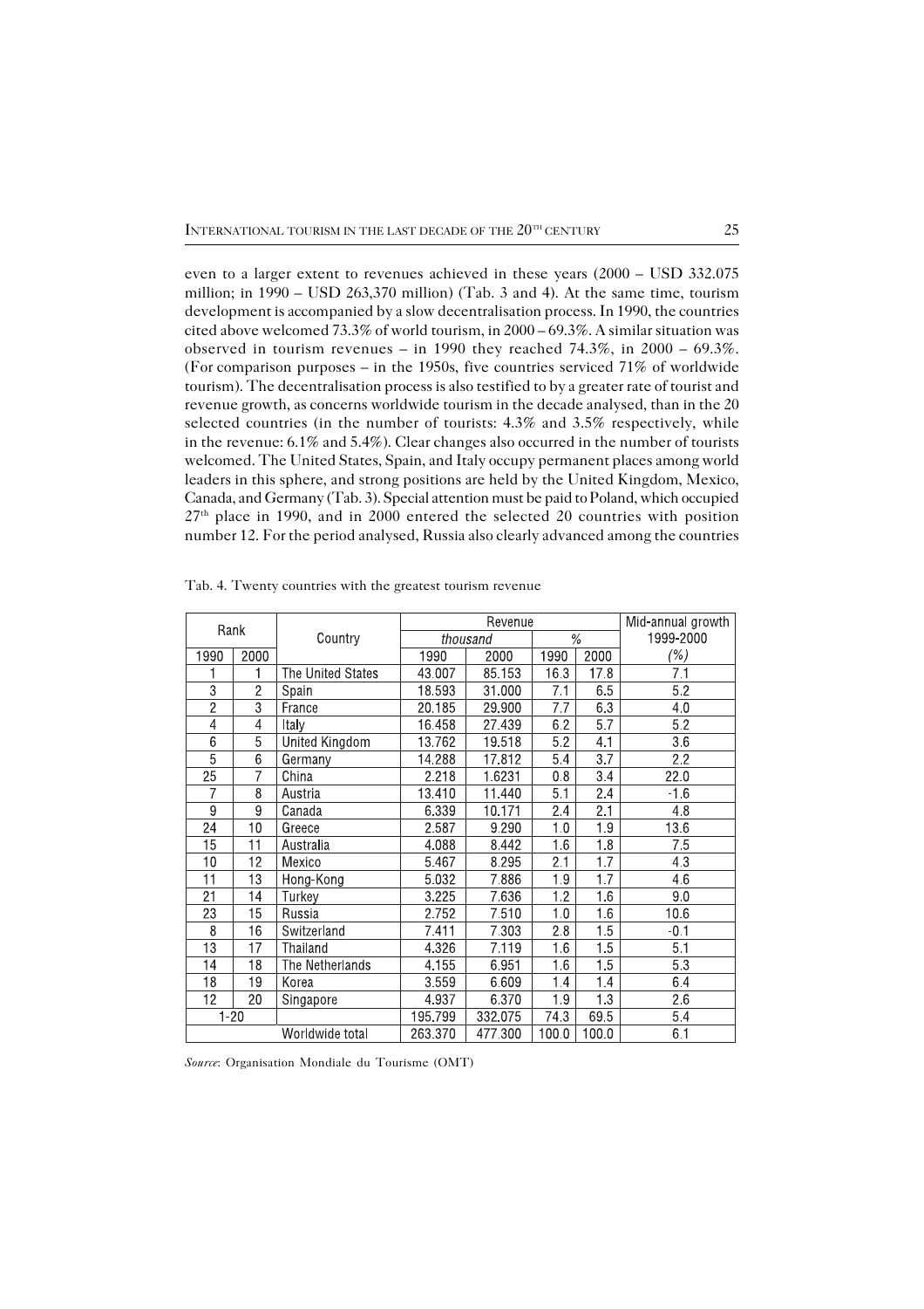even to a larger extent to revenues achieved in these years (2000 – USD 332.075 million; in 1990 – USD 263,370 million) (Tab. 3 and 4). At the same time, tourism development is accompanied by a slow decentralisation process. In 1990, the countries cited above welcomed 73.3% of world tourism, in 2000 – 69.3%. A similar situation was observed in tourism revenues – in 1990 they reached 74.3%, in 2000 – 69.3%. (For comparison purposes – in the 1950s, five countries serviced 71% of worldwide tourism). The decentralisation process is also testified to by a greater rate of tourist and revenue growth, as concerns worldwide tourism in the decade analysed, than in the 20 selected countries (in the number of tourists: 4.3% and 3.5% respectively, while in the revenue: 6.1% and 5.4%). Clear changes also occurred in the number of tourists welcomed. The United States, Spain, and Italy occupy permanent places among world leaders in this sphere, and strong positions are held by the United Kingdom, Mexico, Canada, and Germany (Tab. 3). Special attention must be paid to Poland, which occupied 27th place in 1990, and in 2000 entered the selected 20 countries with position number 12. For the period analysed, Russia also clearly advanced among the countries

Tab. 4. Twenty countries with the greatest tourism revenue

| Rank | | Country | Revenue | | | | Mid-annual growth 1999-2000 |
|---|---|---|---|---|---|---|---|
| | | | *thousand* | | % | | |
| 1990 | 2000 | | 1990 | 2000 | 1990 | 2000 | *(%)* |
| 1 | 1 | The United States | 43.007 | 85.153 | 16.3 | 17.8 | 7.1 |
| 3 | 2 | Spain | 18.593 | 31.000 | 7.1 | 6.5 | 5.2 |
| 2 | 3 | France | 20.185 | 29.900 | 7.7 | 6.3 | 4.0 |
| 4 | 4 | Italy | 16.458 | 27.439 | 6.2 | 5.7 | 5.2 |
| 6 | 5 | United Kingdom | 13.762 | 19.518 | 5.2 | 4.1 | 3.6 |
| 5 | 6 | Germany | 14.288 | 17.812 | 5.4 | 3.7 | 2.2 |
| 25 | 7 | China | 2.218 | 1.6231 | 0.8 | 3.4 | 22.0 |
| 7 | 8 | Austria | 13.410 | 11.440 | 5.1 | 2.4 | -1.6 |
| 9 | 9 | Canada | 6.339 | 10.171 | 2.4 | 2.1 | 4.8 |
| 24 | 10 | Greece | 2.587 | 9.290 | 1.0 | 1.9 | 13.6 |
| 15 | 11 | Australia | 4.088 | 8.442 | 1.6 | 1.8 | 7.5 |
| 10 | 12 | Mexico | 5.467 | 8.295 | 2.1 | 1.7 | 4.3 |
| 11 | 13 | Hong-Kong | 5.032 | 7.886 | 1.9 | 1.7 | 4.6 |
| 21 | 14 | Turkey | 3.225 | 7.636 | 1.2 | 1.6 | 9.0 |
| 23 | 15 | Russia | 2.752 | 7.510 | 1.0 | 1.6 | 10.6 |
| 8 | 16 | Switzerland | 7.411 | 7.303 | 2.8 | 1.5 | -0.1 |
| 13 | 17 | Thailand | 4.326 | 7.119 | 1.6 | 1.5 | 5.1 |
| 14 | 18 | The Netherlands | 4.155 | 6.951 | 1.6 | 1.5 | 5.3 |
| 18 | 19 | Korea | 3.559 | 6.609 | 1.4 | 1.4 | 6.4 |
| 12 | 20 | Singapore | 4.937 | 6.370 | 1.9 | 1.3 | 2.6 |
| 1-20 | | | 195.799 | 332.075 | 74.3 | 69.5 | 5.4 |
| | | Worldwide total | 263.370 | 477.300 | 100.0 | 100.0 | 6.1 |

*Source*: Organisation Mondiale du Tourisme (OMT)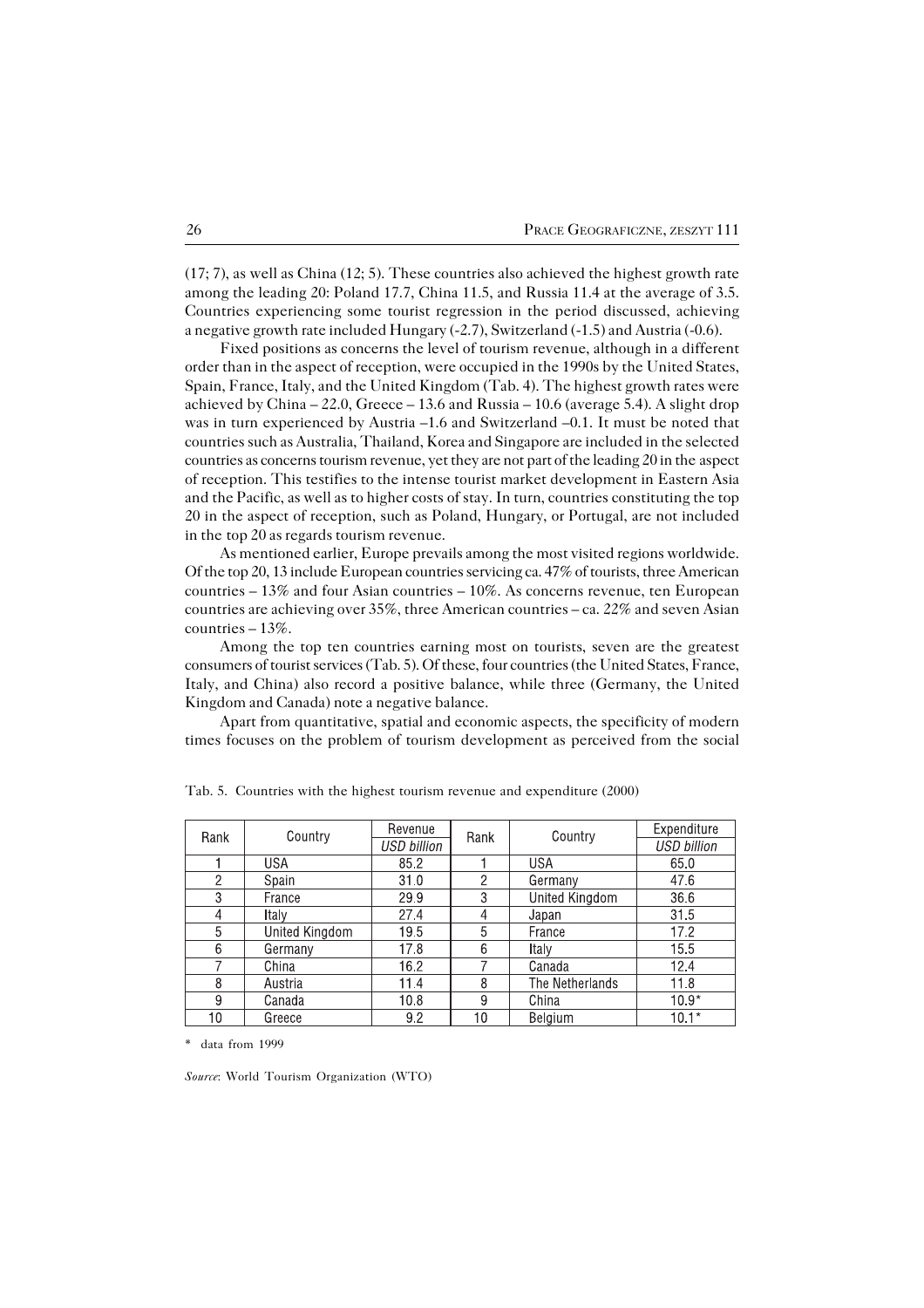(17; 7), as well as China (12; 5). These countries also achieved the highest growth rate among the leading 20: Poland 17.7, China 11.5, and Russia 11.4 at the average of 3.5. Countries experiencing some tourist regression in the period discussed, achieving a negative growth rate included Hungary (-2.7), Switzerland (-1.5) and Austria (-0.6).

Fixed positions as concerns the level of tourism revenue, although in a different order than in the aspect of reception, were occupied in the 1990s by the United States, Spain, France, Italy, and the United Kingdom (Tab. 4). The highest growth rates were achieved by China – 22.0, Greece – 13.6 and Russia – 10.6 (average 5.4). A slight drop was in turn experienced by Austria –1.6 and Switzerland –0.1. It must be noted that countries such as Australia, Thailand, Korea and Singapore are included in the selected countries as concerns tourism revenue, yet they are not part of the leading 20 in the aspect of reception. This testifies to the intense tourist market development in Eastern Asia and the Pacific, as well as to higher costs of stay. In turn, countries constituting the top 20 in the aspect of reception, such as Poland, Hungary, or Portugal, are not included in the top 20 as regards tourism revenue.

As mentioned earlier, Europe prevails among the most visited regions worldwide. Of the top 20, 13 include European countries servicing ca. 47% of tourists, three American countries – 13% and four Asian countries – 10%. As concerns revenue, ten European countries are achieving over 35%, three American countries – ca. 22% and seven Asian countries – 13%.

Among the top ten countries earning most on tourists, seven are the greatest consumers of tourist services (Tab. 5). Of these, four countries (the United States, France, Italy, and China) also record a positive balance, while three (Germany, the United Kingdom and Canada) note a negative balance.

Apart from quantitative, spatial and economic aspects, the specificity of modern times focuses on the problem of tourism development as perceived from the social

Tab. 5. Countries with the highest tourism revenue and expenditure (2000)

| Rank | Country | Revenue *USD billion* | Rank | Country | Expenditure *USD billion* |
|---|---|---|---|---|---|
| 1 | USA | 85.2 | 1 | USA | 65.0 |
| 2 | Spain | 31.0 | 2 | Germany | 47.6 |
| 3 | France | 29.9 | 3 | United Kingdom | 36.6 |
| 4 | Italy | 27.4 | 4 | Japan | 31.5 |
| 5 | United Kingdom | 19.5 | 5 | France | 17.2 |
| 6 | Germany | 17.8 | 6 | Italy | 15.5 |
| 7 | China | 16.2 | 7 | Canada | 12.4 |
| 8 | Austria | 11.4 | 8 | The Netherlands | 11.8 |
| 9 | Canada | 10.8 | 9 | China | 10.9* |
| 10 | Greece | 9.2 | 10 | Belgium | 10.1* |

* data from 1999

*Source*: World Tourism Organization (WTO)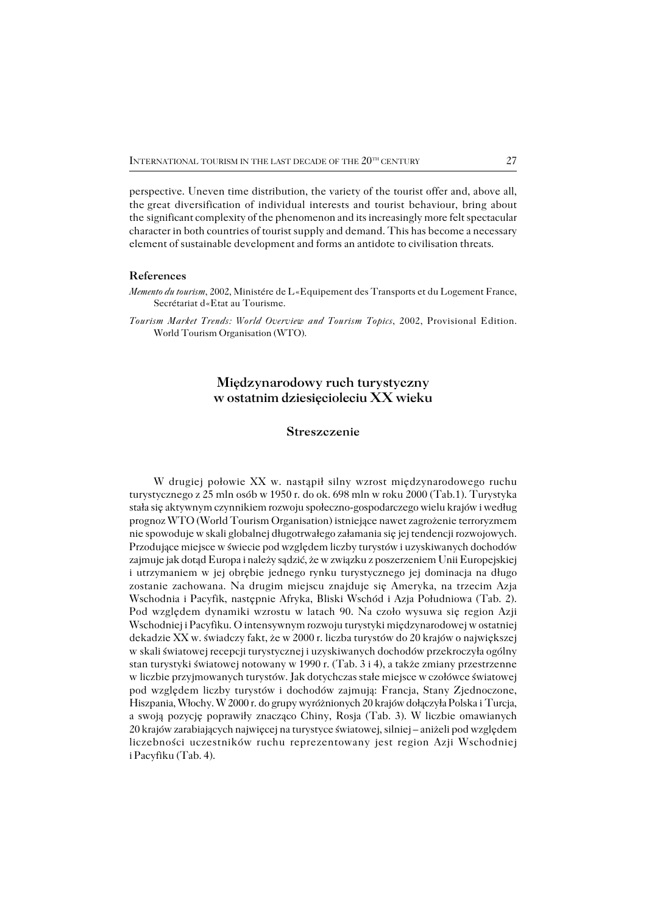perspective. Uneven time distribution, the variety of the tourist offer and, above all, the great diversification of individual interests and tourist behaviour, bring about the significant complexity of the phenomenon and its increasingly more felt spectacular character in both countries of tourist supply and demand. This has become a necessary element of sustainable development and forms an antidote to civilisation threats.

### References

*Memento du tourism*, 2002, Ministére de L«Equipement des Transports et du Logement France, Secrétariat d«Etat au Tourisme.

*Tourism Market Trends: World Overview and Tourism Topics*, 2002, Provisional Edition. World Tourism Organisation (WTO).

## Międzynarodowy ruch turystyczny w ostatnim dziesięcioleciu XX wieku

### Streszczenie

W drugiej połowie XX w. nastąpił silny wzrost międzynarodowego ruchu turystycznego z 25 mln osób w 1950 r. do ok. 698 mln w roku 2000 (Tab.1). Turystyka stała się aktywnym czynnikiem rozwoju społeczno-gospodarczego wielu krajów i według prognoz WTO (World Tourism Organisation) istniejące nawet zagrożenie terroryzmem nie spowoduje w skali globalnej długotrwałego załamania się jej tendencji rozwojowych. Przodujące miejsce w świecie pod względem liczby turystów i uzyskiwanych dochodów zajmuje jak dotąd Europa i należy sądzić, że w związku z poszerzeniem Unii Europejskiej i utrzymaniem w jej obrębie jednego rynku turystycznego jej dominacja na długo zostanie zachowana. Na drugim miejscu znajduje się Ameryka, na trzecim Azja Wschodnia i Pacyfik, następnie Afryka, Bliski Wschód i Azja Południowa (Tab. 2). Pod względem dynamiki wzrostu w latach 90. Na czoło wysuwa się region Azji Wschodniej i Pacyfiku. O intensywnym rozwoju turystyki międzynarodowej w ostatniej dekadzie XX w. świadczy fakt, że w 2000 r. liczba turystów do 20 krajów o największej w skali światowej recepcji turystycznej i uzyskiwanych dochodów przekroczyła ogólny stan turystyki światowej notowany w 1990 r. (Tab. 3 i 4), a także zmiany przestrzenne w liczbie przyjmowanych turystów. Jak dotychczas stałe miejsce w czołówce światowej pod względem liczby turystów i dochodów zajmują: Francja, Stany Zjednoczone, Hiszpania, Włochy. W 2000 r. do grupy wyróżnionych 20 krajów dołączyła Polska i Turcja, a swoją pozycję poprawiły znacząco Chiny, Rosja (Tab. 3). W liczbie omawianych 20 krajów zarabiających najwięcej na turystyce światowej, silniej – aniżeli pod względem liczebności uczestników ruchu reprezentowany jest region Azji Wschodniej i Pacyfiku (Tab. 4).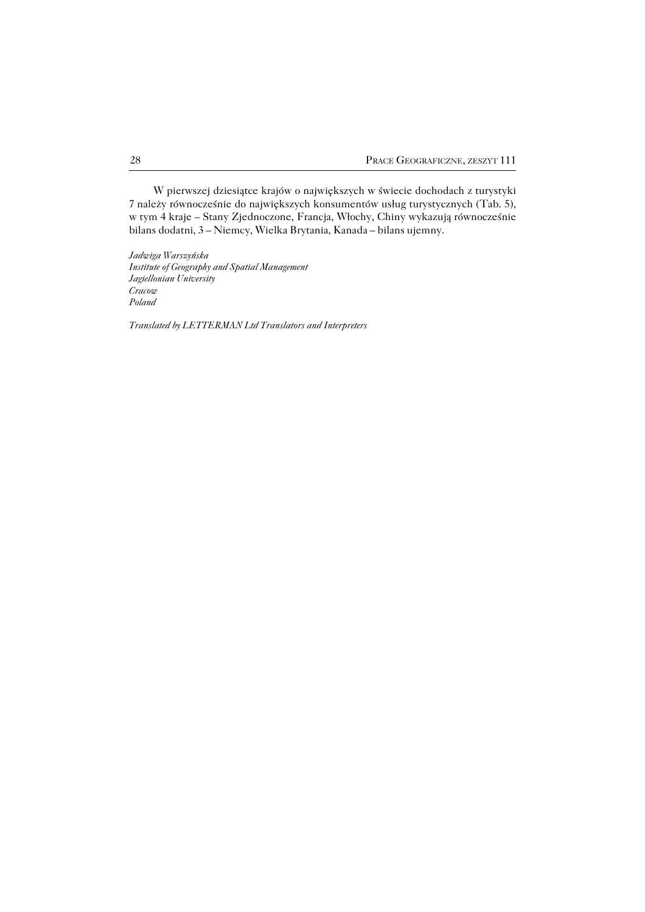W pierwszej dziesiątce krajów o największych w świecie dochodach z turystyki 7 należy równocześnie do największych konsumentów usług turystycznych (Tab. 5), w tym 4 kraje – Stany Zjednoczone, Francja, Włochy, Chiny wykazują równocześnie bilans dodatni, 3 – Niemcy, Wielka Brytania, Kanada – bilans ujemny.

*Jadwiga Warszyńska*
*Institute of Geography and Spatial Management*
*Jagiellonian University*
*Cracow*
*Poland*

*Translated by LETTERMAN Ltd Translators and Interpreters*